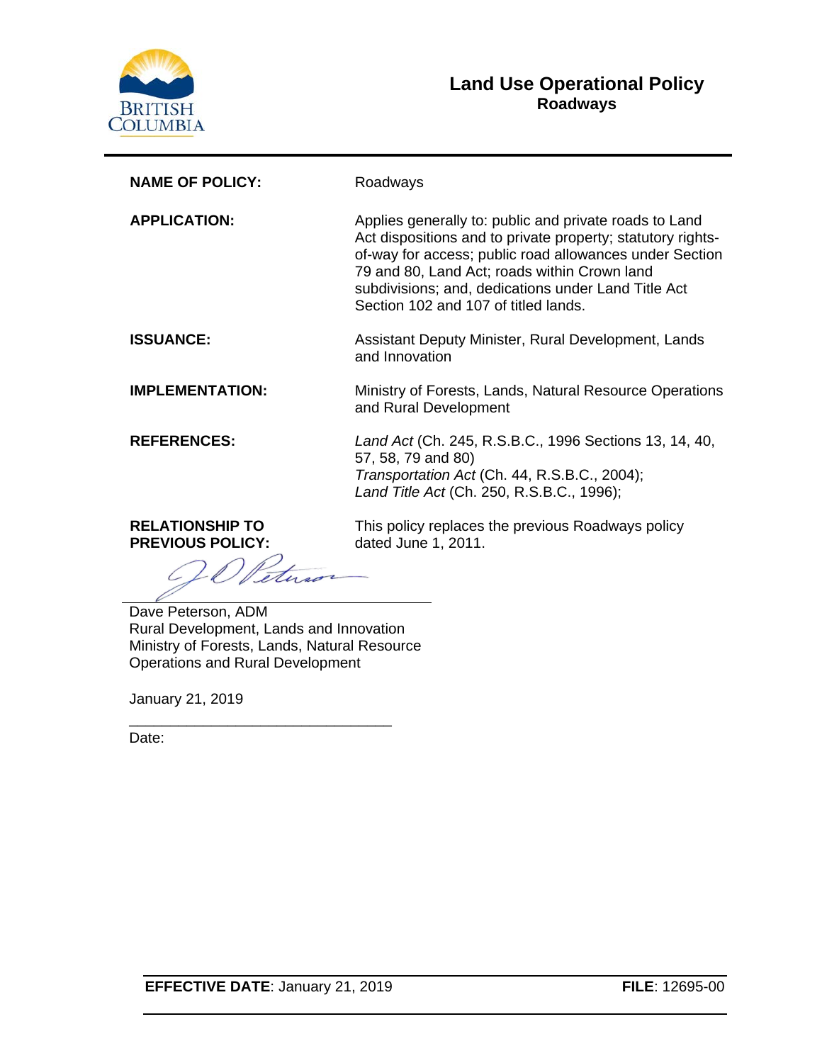BRITISH COLUMBIA

# Land Use Operational Policy
## Roadways

| | |
|---|---|
| **NAME OF POLICY:** | Roadways |
| **APPLICATION:** | Applies generally to: public and private roads to Land Act dispositions and to private property; statutory rights-of-way for access; public road allowances under Section 79 and 80, Land Act; roads within Crown land subdivisions; and, dedications under Land Title Act Section 102 and 107 of titled lands. |
| **ISSUANCE:** | Assistant Deputy Minister, Rural Development, Lands and Innovation |
| **IMPLEMENTATION:** | Ministry of Forests, Lands, Natural Resource Operations and Rural Development |
| **REFERENCES:** | *Land Act* (Ch. 245, R.S.B.C., 1996 Sections 13, 14, 40, 57, 58, 79 and 80)<br>*Transportation Act* (Ch. 44, R.S.B.C., 2004);<br>*Land Title Act* (Ch. 250, R.S.B.C., 1996); |
| **RELATIONSHIP TO PREVIOUS POLICY:** | This policy replaces the previous Roadways policy dated June 1, 2011. |

Dave Peterson, ADM
Rural Development, Lands and Innovation
Ministry of Forests, Lands, Natural Resource Operations and Rural Development

January 21, 2019

Date:

**EFFECTIVE DATE**: January 21, 2019 **FILE**: 12695-00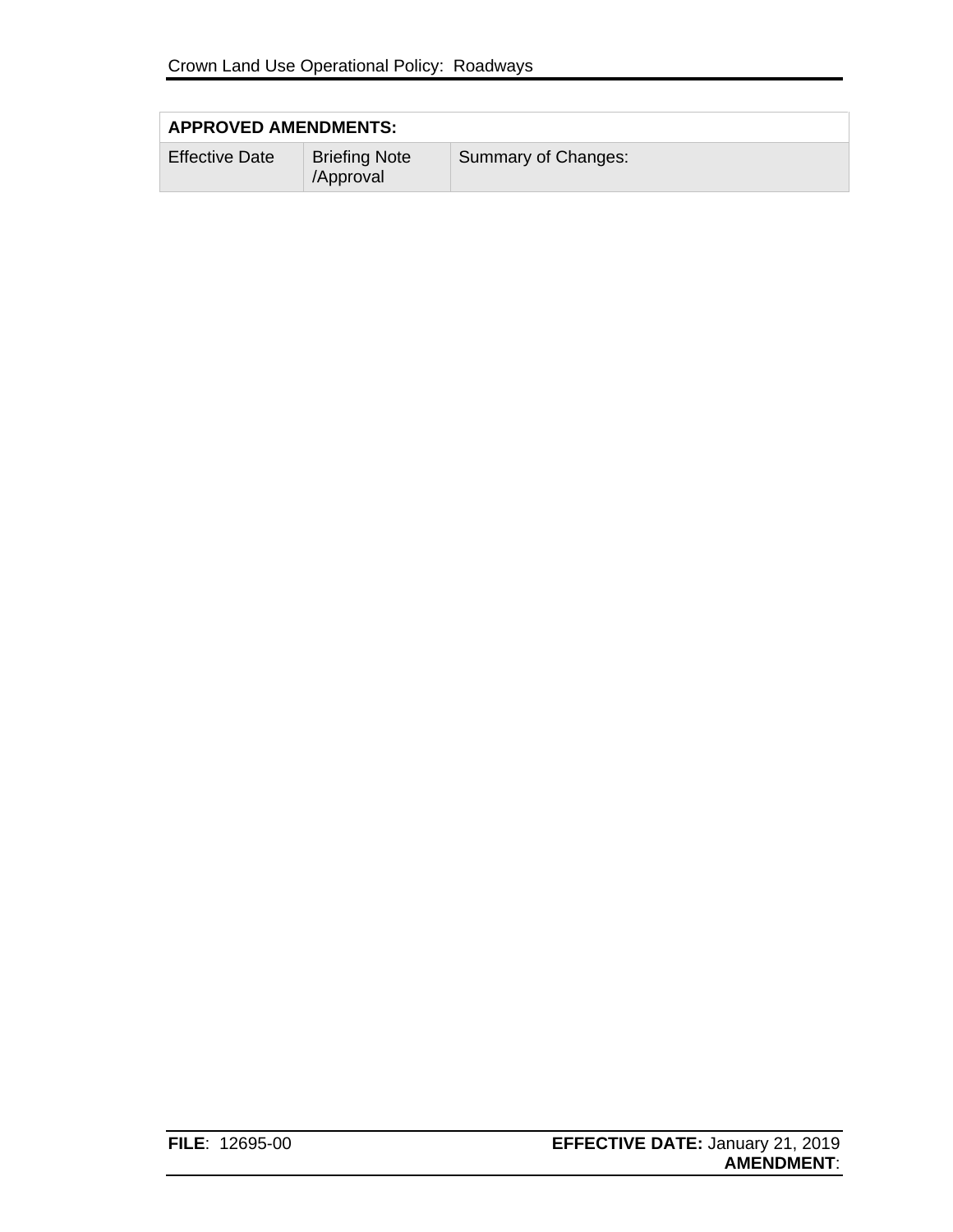| APPROVED AMENDMENTS: | | |
|---|---|---|
| Effective Date | Briefing Note /Approval | Summary of Changes: |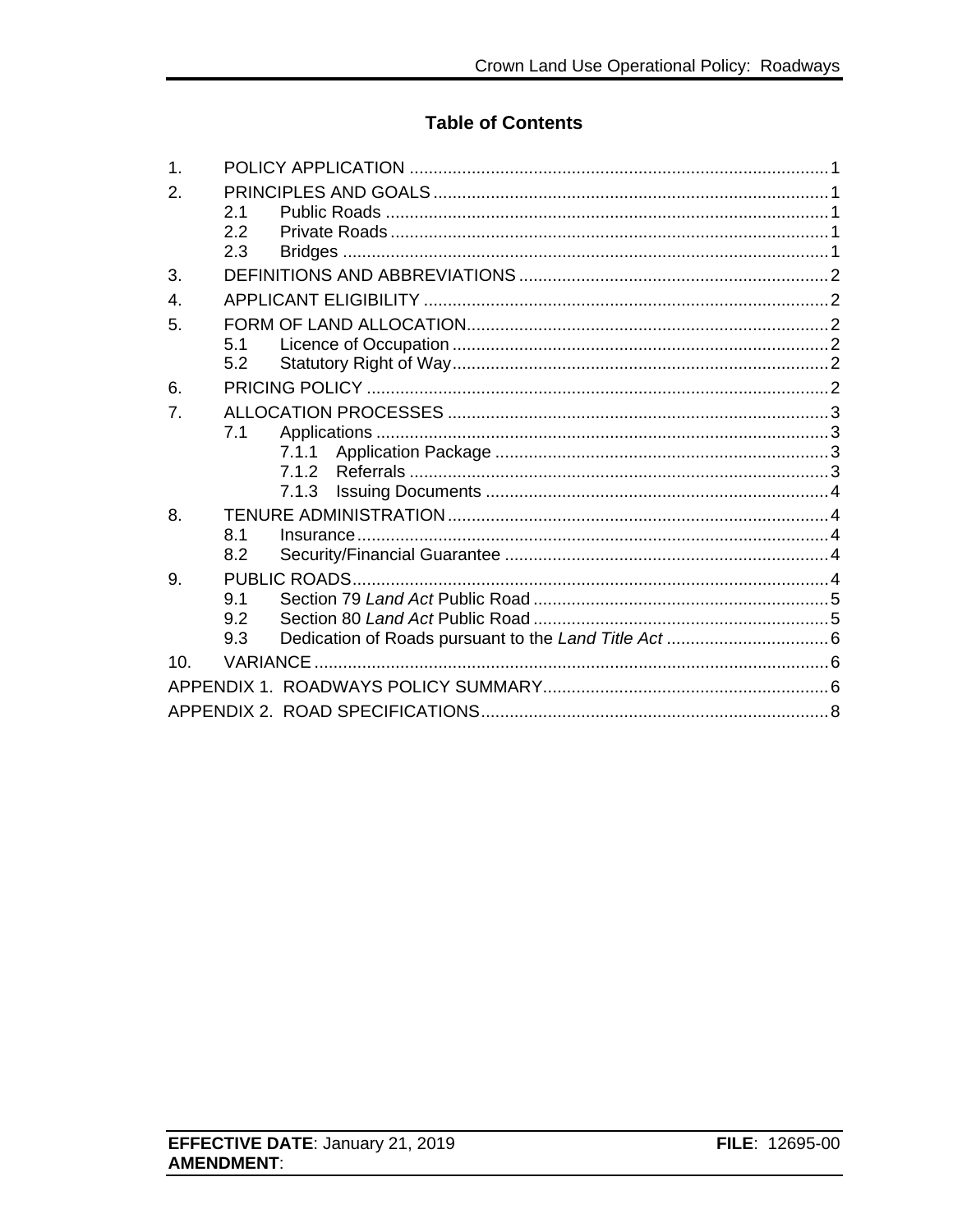# Table of Contents

1. POLICY APPLICATION ........................................................................................ 1
2. PRINCIPLES AND GOALS ................................................................................... 1
   - 2.1 Public Roads ............................................................................................. 1
   - 2.2 Private Roads ............................................................................................ 1
   - 2.3 Bridges ...................................................................................................... 1
3. DEFINITIONS AND ABBREVIATIONS ................................................................. 2
4. APPLICANT ELIGIBILITY ..................................................................................... 2
5. FORM OF LAND ALLOCATION............................................................................ 2
   - 5.1 Licence of Occupation ............................................................................... 2
   - 5.2 Statutory Right of Way............................................................................... 2
6. PRICING POLICY ................................................................................................. 2
7. ALLOCATION PROCESSES ................................................................................ 3
   - 7.1 Applications ............................................................................................... 3
     - 7.1.1 Application Package ....................................................................... 3
     - 7.1.2 Referrals ........................................................................................ 3
     - 7.1.3 Issuing Documents ........................................................................ 4
8. TENURE ADMINISTRATION ................................................................................ 4
   - 8.1 Insurance ................................................................................................... 4
   - 8.2 Security/Financial Guarantee .................................................................... 4
9. PUBLIC ROADS.................................................................................................... 4
   - 9.1 Section 79 *Land Act* Public Road .............................................................. 5
   - 9.2 Section 80 *Land Act* Public Road .............................................................. 5
   - 9.3 Dedication of Roads pursuant to the *Land Title Act* .................................. 6
10. VARIANCE ............................................................................................................ 6

APPENDIX 1. ROADWAYS POLICY SUMMARY............................................................ 6

APPENDIX 2. ROAD SPECIFICATIONS......................................................................... 8

**EFFECTIVE DATE**: January 21, 2019 **FILE**: 12695-00
**AMENDMENT**: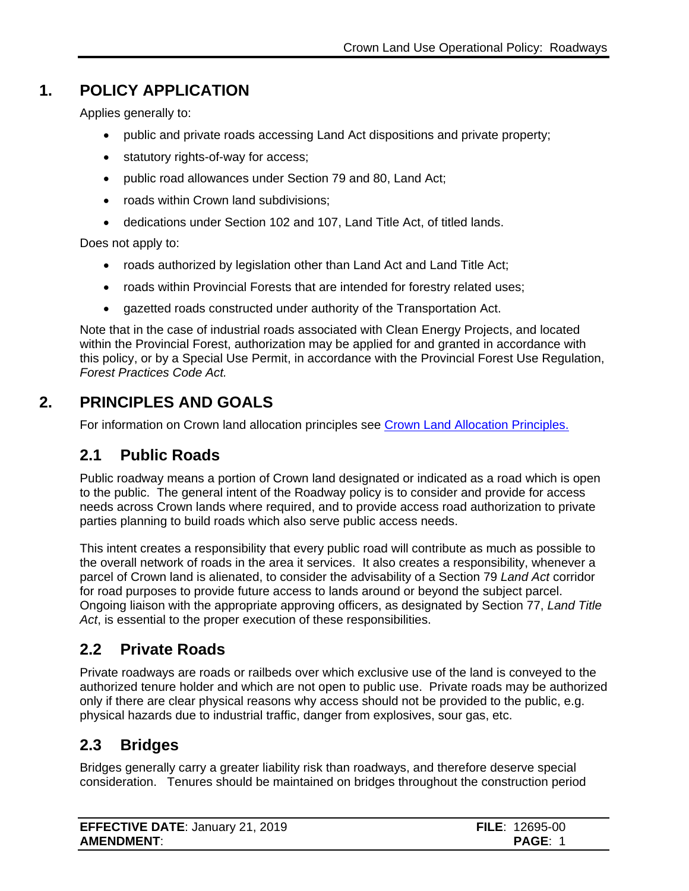## 1. POLICY APPLICATION

Applies generally to:

- public and private roads accessing Land Act dispositions and private property;
- statutory rights-of-way for access;
- public road allowances under Section 79 and 80, Land Act;
- roads within Crown land subdivisions;
- dedications under Section 102 and 107, Land Title Act, of titled lands.

Does not apply to:

- roads authorized by legislation other than Land Act and Land Title Act;
- roads within Provincial Forests that are intended for forestry related uses;
- gazetted roads constructed under authority of the Transportation Act.

Note that in the case of industrial roads associated with Clean Energy Projects, and located within the Provincial Forest, authorization may be applied for and granted in accordance with this policy, or by a Special Use Permit, in accordance with the Provincial Forest Use Regulation, *Forest Practices Code Act.*

## 2. PRINCIPLES AND GOALS

For information on Crown land allocation principles see [Crown Land Allocation Principles.]()

### 2.1 Public Roads

Public roadway means a portion of Crown land designated or indicated as a road which is open to the public. The general intent of the Roadway policy is to consider and provide for access needs across Crown lands where required, and to provide access road authorization to private parties planning to build roads which also serve public access needs.

This intent creates a responsibility that every public road will contribute as much as possible to the overall network of roads in the area it services. It also creates a responsibility, whenever a parcel of Crown land is alienated, to consider the advisability of a Section 79 *Land Act* corridor for road purposes to provide future access to lands around or beyond the subject parcel. Ongoing liaison with the appropriate approving officers, as designated by Section 77, *Land Title Act*, is essential to the proper execution of these responsibilities.

### 2.2 Private Roads

Private roadways are roads or railbeds over which exclusive use of the land is conveyed to the authorized tenure holder and which are not open to public use. Private roads may be authorized only if there are clear physical reasons why access should not be provided to the public, e.g. physical hazards due to industrial traffic, danger from explosives, sour gas, etc.

### 2.3 Bridges

Bridges generally carry a greater liability risk than roadways, and therefore deserve special consideration. Tenures should be maintained on bridges throughout the construction period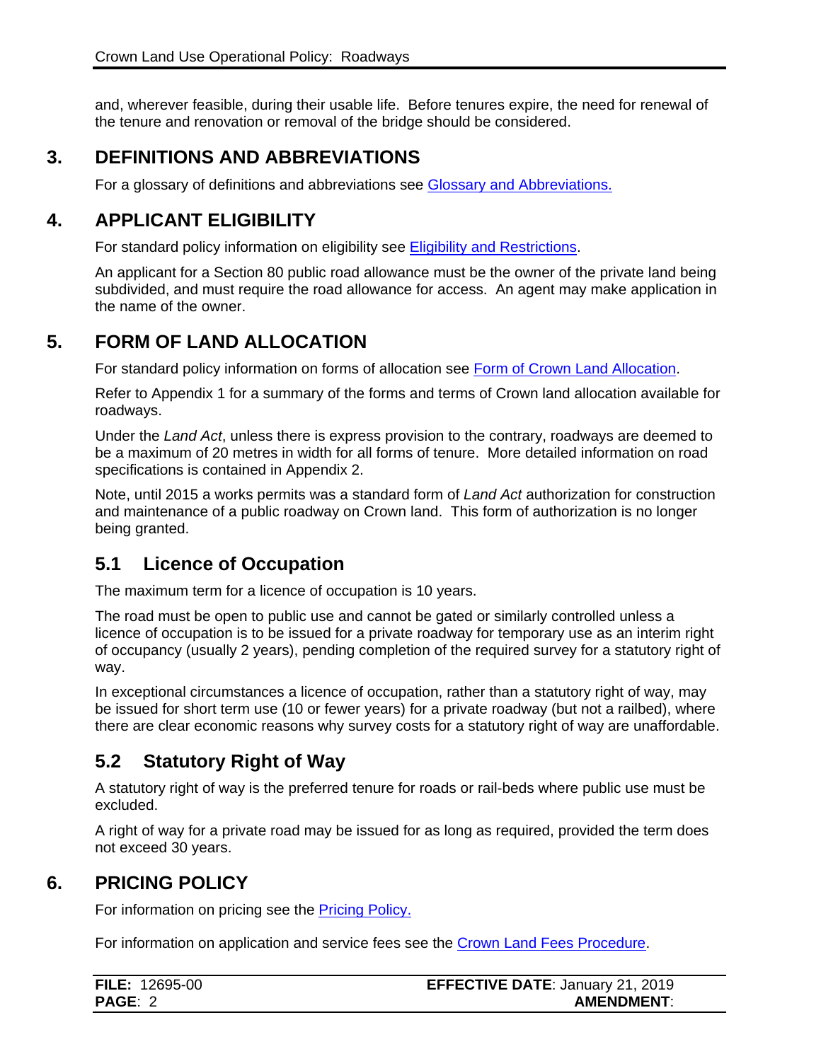and, wherever feasible, during their usable life. Before tenures expire, the need for renewal of the tenure and renovation or removal of the bridge should be considered.

## 3. DEFINITIONS AND ABBREVIATIONS

For a glossary of definitions and abbreviations see Glossary and Abbreviations.

## 4. APPLICANT ELIGIBILITY

For standard policy information on eligibility see Eligibility and Restrictions.

An applicant for a Section 80 public road allowance must be the owner of the private land being subdivided, and must require the road allowance for access. An agent may make application in the name of the owner.

## 5. FORM OF LAND ALLOCATION

For standard policy information on forms of allocation see Form of Crown Land Allocation.

Refer to Appendix 1 for a summary of the forms and terms of Crown land allocation available for roadways.

Under the *Land Act*, unless there is express provision to the contrary, roadways are deemed to be a maximum of 20 metres in width for all forms of tenure. More detailed information on road specifications is contained in Appendix 2.

Note, until 2015 a works permits was a standard form of *Land Act* authorization for construction and maintenance of a public roadway on Crown land. This form of authorization is no longer being granted.

### 5.1 Licence of Occupation

The maximum term for a licence of occupation is 10 years.

The road must be open to public use and cannot be gated or similarly controlled unless a licence of occupation is to be issued for a private roadway for temporary use as an interim right of occupancy (usually 2 years), pending completion of the required survey for a statutory right of way.

In exceptional circumstances a licence of occupation, rather than a statutory right of way, may be issued for short term use (10 or fewer years) for a private roadway (but not a railbed), where there are clear economic reasons why survey costs for a statutory right of way are unaffordable.

### 5.2 Statutory Right of Way

A statutory right of way is the preferred tenure for roads or rail-beds where public use must be excluded.

A right of way for a private road may be issued for as long as required, provided the term does not exceed 30 years.

## 6. PRICING POLICY

For information on pricing see the Pricing Policy.

For information on application and service fees see the Crown Land Fees Procedure.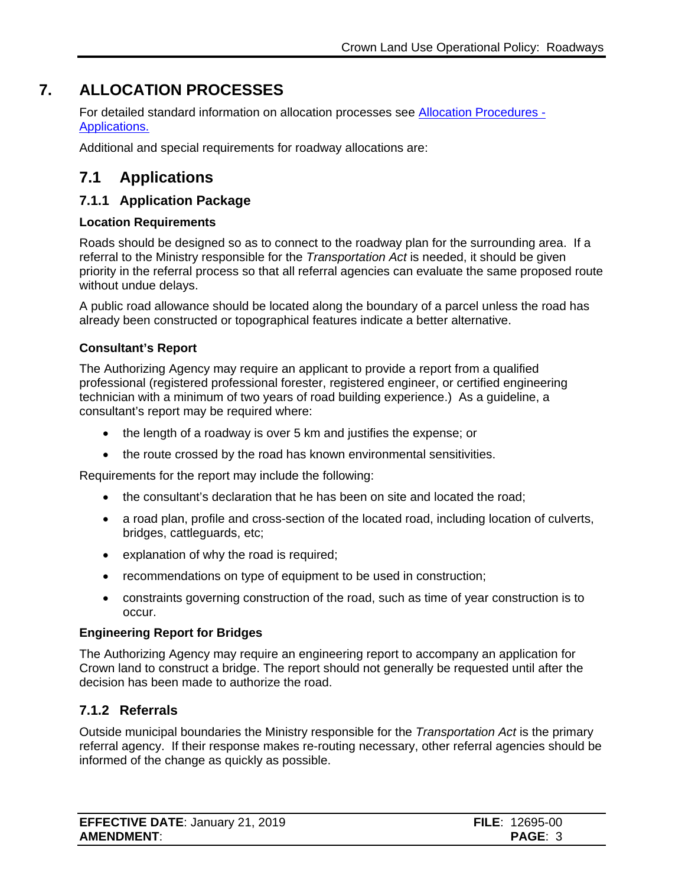# 7. ALLOCATION PROCESSES

For detailed standard information on allocation processes see [Allocation Procedures - Applications.]()

Additional and special requirements for roadway allocations are:

## 7.1 Applications

### 7.1.1 Application Package

**Location Requirements**

Roads should be designed so as to connect to the roadway plan for the surrounding area. If a referral to the Ministry responsible for the *Transportation Act* is needed, it should be given priority in the referral process so that all referral agencies can evaluate the same proposed route without undue delays.

A public road allowance should be located along the boundary of a parcel unless the road has already been constructed or topographical features indicate a better alternative.

**Consultant's Report**

The Authorizing Agency may require an applicant to provide a report from a qualified professional (registered professional forester, registered engineer, or certified engineering technician with a minimum of two years of road building experience.) As a guideline, a consultant's report may be required where:

- the length of a roadway is over 5 km and justifies the expense; or
- the route crossed by the road has known environmental sensitivities.

Requirements for the report may include the following:

- the consultant's declaration that he has been on site and located the road;
- a road plan, profile and cross-section of the located road, including location of culverts, bridges, cattleguards, etc;
- explanation of why the road is required;
- recommendations on type of equipment to be used in construction;
- constraints governing construction of the road, such as time of year construction is to occur.

**Engineering Report for Bridges**

The Authorizing Agency may require an engineering report to accompany an application for Crown land to construct a bridge. The report should not generally be requested until after the decision has been made to authorize the road.

### 7.1.2 Referrals

Outside municipal boundaries the Ministry responsible for the *Transportation Act* is the primary referral agency. If their response makes re-routing necessary, other referral agencies should be informed of the change as quickly as possible.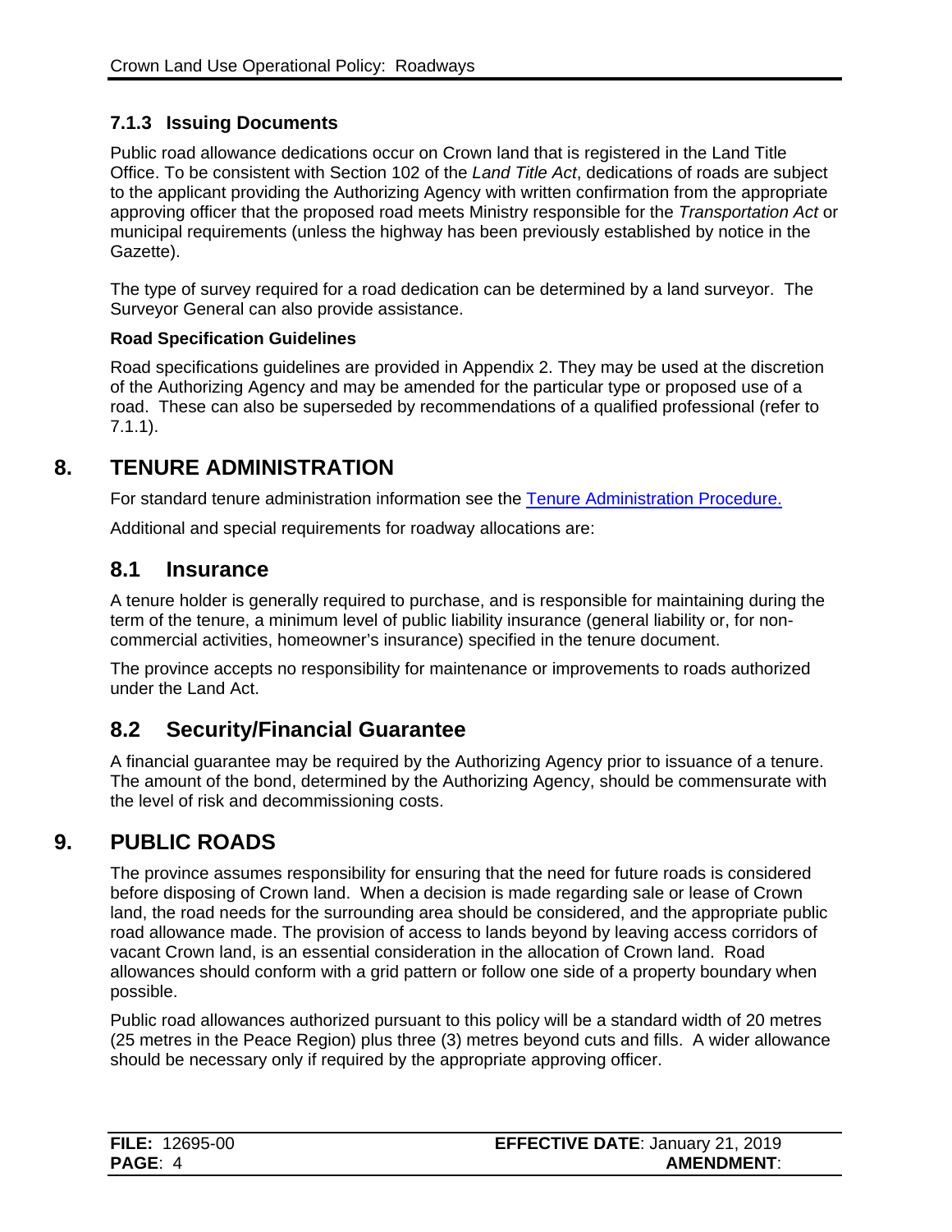### 7.1.3 Issuing Documents

Public road allowance dedications occur on Crown land that is registered in the Land Title Office. To be consistent with Section 102 of the *Land Title Act*, dedications of roads are subject to the applicant providing the Authorizing Agency with written confirmation from the appropriate approving officer that the proposed road meets Ministry responsible for the *Transportation Act* or municipal requirements (unless the highway has been previously established by notice in the Gazette).

The type of survey required for a road dedication can be determined by a land surveyor. The Surveyor General can also provide assistance.

**Road Specification Guidelines**

Road specifications guidelines are provided in Appendix 2. They may be used at the discretion of the Authorizing Agency and may be amended for the particular type or proposed use of a road. These can also be superseded by recommendations of a qualified professional (refer to 7.1.1).

# 8. TENURE ADMINISTRATION

For standard tenure administration information see the [Tenure Administration Procedure.]()

Additional and special requirements for roadway allocations are:

## 8.1 Insurance

A tenure holder is generally required to purchase, and is responsible for maintaining during the term of the tenure, a minimum level of public liability insurance (general liability or, for non-commercial activities, homeowner's insurance) specified in the tenure document.

The province accepts no responsibility for maintenance or improvements to roads authorized under the Land Act.

## 8.2 Security/Financial Guarantee

A financial guarantee may be required by the Authorizing Agency prior to issuance of a tenure. The amount of the bond, determined by the Authorizing Agency, should be commensurate with the level of risk and decommissioning costs.

# 9. PUBLIC ROADS

The province assumes responsibility for ensuring that the need for future roads is considered before disposing of Crown land. When a decision is made regarding sale or lease of Crown land, the road needs for the surrounding area should be considered, and the appropriate public road allowance made. The provision of access to lands beyond by leaving access corridors of vacant Crown land, is an essential consideration in the allocation of Crown land. Road allowances should conform with a grid pattern or follow one side of a property boundary when possible.

Public road allowances authorized pursuant to this policy will be a standard width of 20 metres (25 metres in the Peace Region) plus three (3) metres beyond cuts and fills. A wider allowance should be necessary only if required by the appropriate approving officer.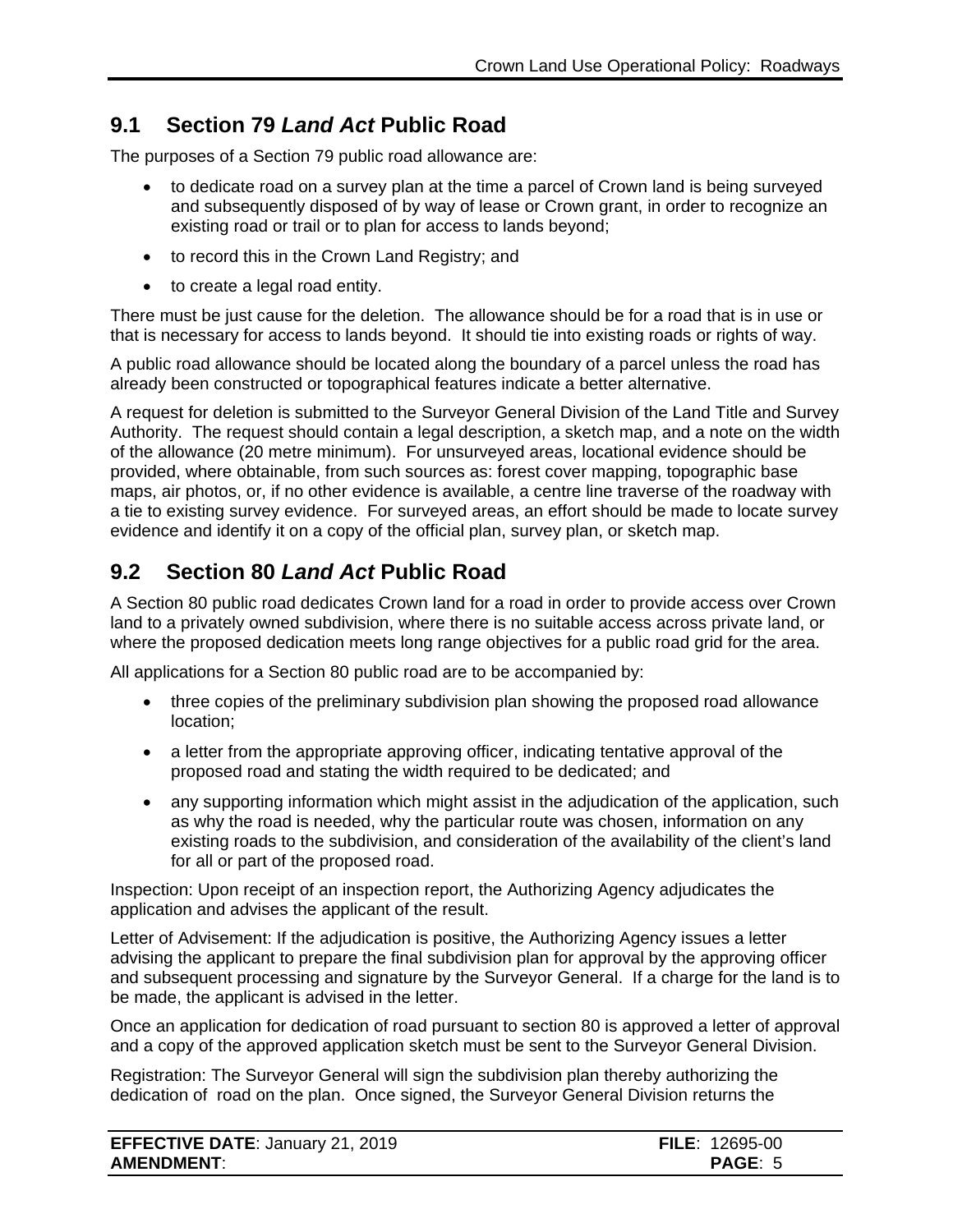## 9.1 Section 79 *Land Act* Public Road

The purposes of a Section 79 public road allowance are:

- to dedicate road on a survey plan at the time a parcel of Crown land is being surveyed and subsequently disposed of by way of lease or Crown grant, in order to recognize an existing road or trail or to plan for access to lands beyond;
- to record this in the Crown Land Registry; and
- to create a legal road entity.

There must be just cause for the deletion. The allowance should be for a road that is in use or that is necessary for access to lands beyond. It should tie into existing roads or rights of way.

A public road allowance should be located along the boundary of a parcel unless the road has already been constructed or topographical features indicate a better alternative.

A request for deletion is submitted to the Surveyor General Division of the Land Title and Survey Authority. The request should contain a legal description, a sketch map, and a note on the width of the allowance (20 metre minimum). For unsurveyed areas, locational evidence should be provided, where obtainable, from such sources as: forest cover mapping, topographic base maps, air photos, or, if no other evidence is available, a centre line traverse of the roadway with a tie to existing survey evidence. For surveyed areas, an effort should be made to locate survey evidence and identify it on a copy of the official plan, survey plan, or sketch map.

## 9.2 Section 80 *Land Act* Public Road

A Section 80 public road dedicates Crown land for a road in order to provide access over Crown land to a privately owned subdivision, where there is no suitable access across private land, or where the proposed dedication meets long range objectives for a public road grid for the area.

All applications for a Section 80 public road are to be accompanied by:

- three copies of the preliminary subdivision plan showing the proposed road allowance location;
- a letter from the appropriate approving officer, indicating tentative approval of the proposed road and stating the width required to be dedicated; and
- any supporting information which might assist in the adjudication of the application, such as why the road is needed, why the particular route was chosen, information on any existing roads to the subdivision, and consideration of the availability of the client's land for all or part of the proposed road.

Inspection: Upon receipt of an inspection report, the Authorizing Agency adjudicates the application and advises the applicant of the result.

Letter of Advisement: If the adjudication is positive, the Authorizing Agency issues a letter advising the applicant to prepare the final subdivision plan for approval by the approving officer and subsequent processing and signature by the Surveyor General. If a charge for the land is to be made, the applicant is advised in the letter.

Once an application for dedication of road pursuant to section 80 is approved a letter of approval and a copy of the approved application sketch must be sent to the Surveyor General Division.

Registration: The Surveyor General will sign the subdivision plan thereby authorizing the dedication of road on the plan. Once signed, the Surveyor General Division returns the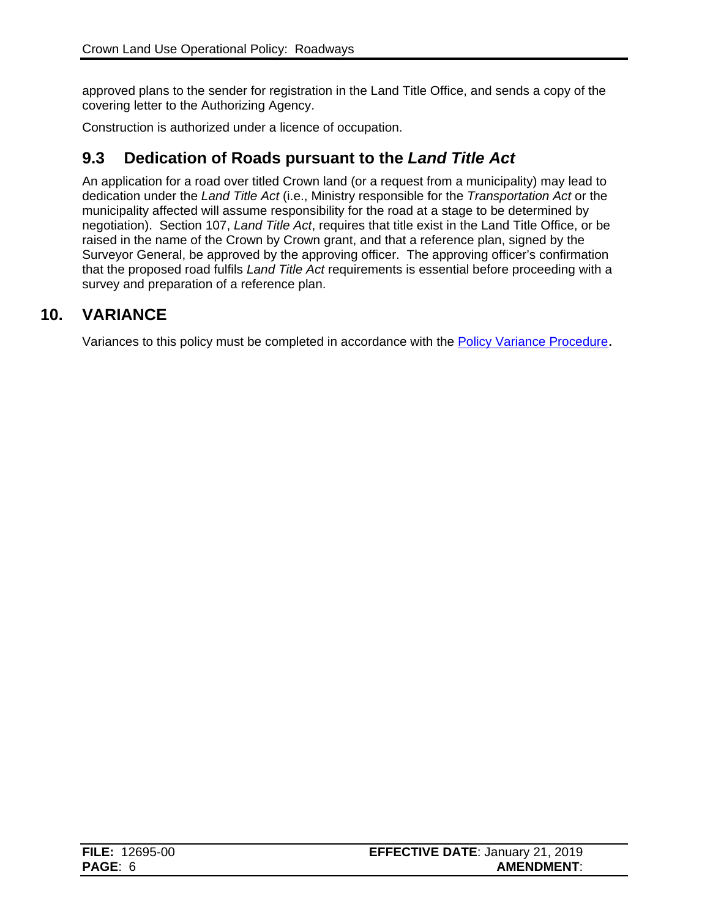approved plans to the sender for registration in the Land Title Office, and sends a copy of the covering letter to the Authorizing Agency.

Construction is authorized under a licence of occupation.

### 9.3 Dedication of Roads pursuant to the *Land Title Act*

An application for a road over titled Crown land (or a request from a municipality) may lead to dedication under the *Land Title Act* (i.e., Ministry responsible for the *Transportation Act* or the municipality affected will assume responsibility for the road at a stage to be determined by negotiation). Section 107, *Land Title Act*, requires that title exist in the Land Title Office, or be raised in the name of the Crown by Crown grant, and that a reference plan, signed by the Surveyor General, be approved by the approving officer. The approving officer's confirmation that the proposed road fulfils *Land Title Act* requirements is essential before proceeding with a survey and preparation of a reference plan.

## 10. VARIANCE

Variances to this policy must be completed in accordance with the Policy Variance Procedure.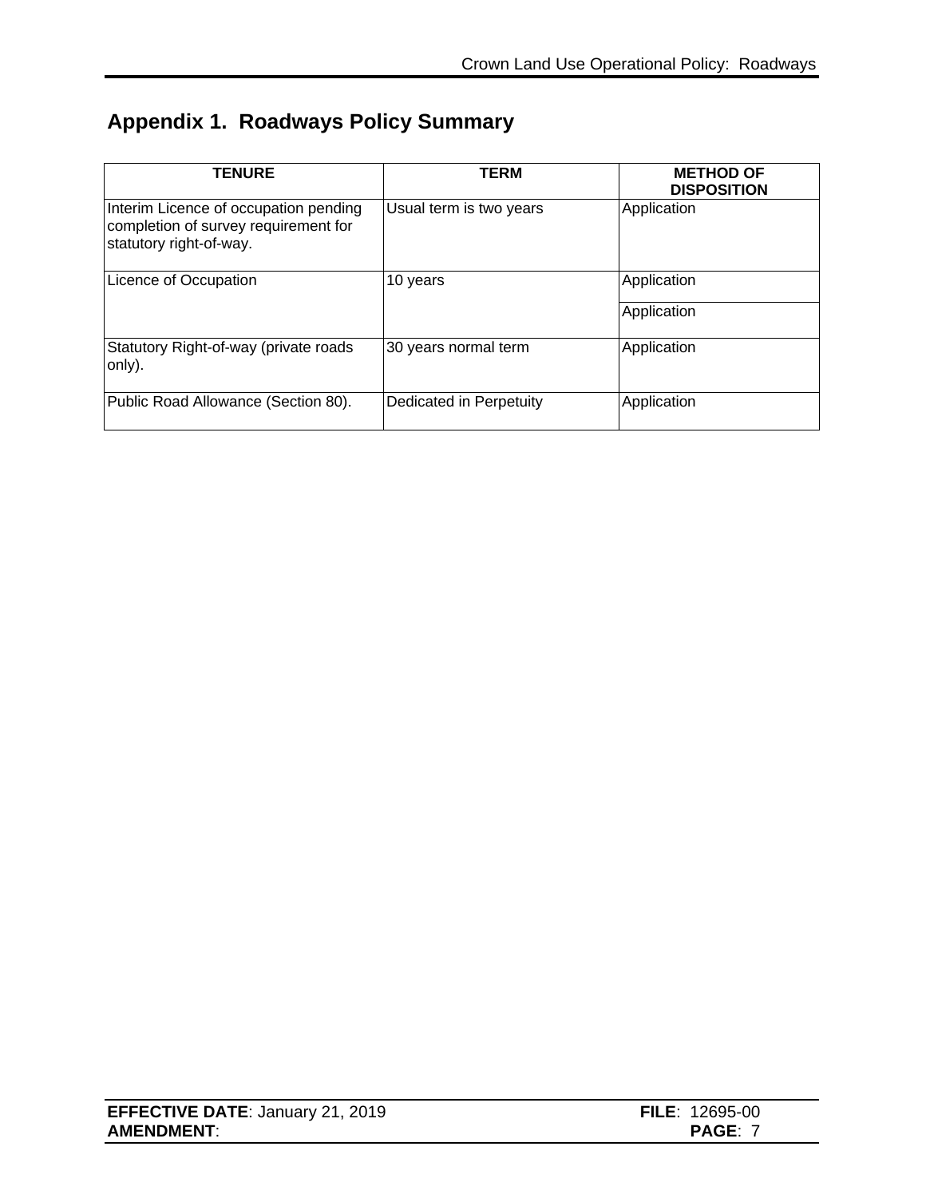## Appendix 1. Roadways Policy Summary

| TENURE | TERM | METHOD OF DISPOSITION |
|---|---|---|
| Interim Licence of occupation pending completion of survey requirement for statutory right-of-way. | Usual term is two years | Application |
| Licence of Occupation | 10 years | Application |
| | | Application |
| Statutory Right-of-way (private roads only). | 30 years normal term | Application |
| Public Road Allowance (Section 80). | Dedicated in Perpetuity | Application |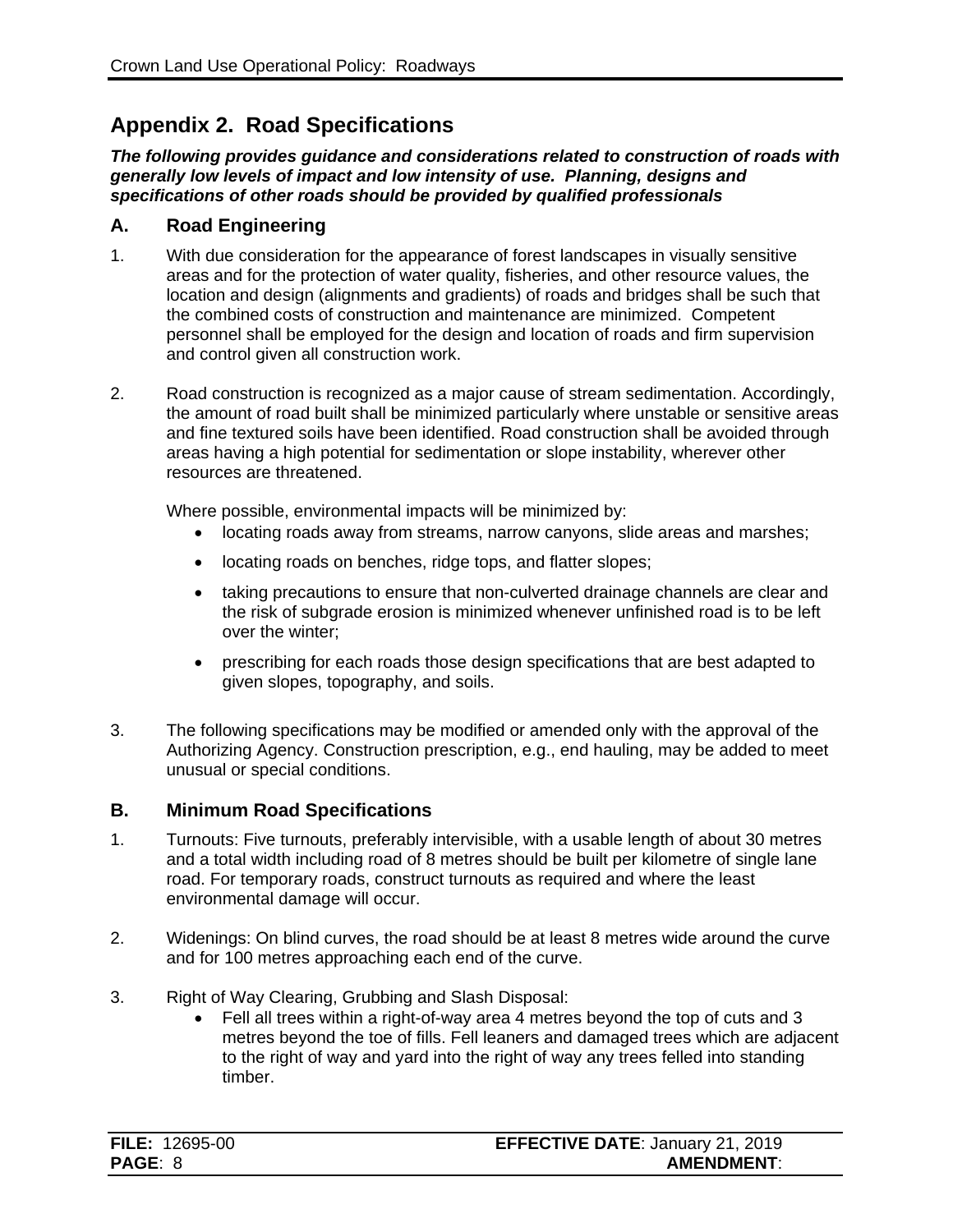## Appendix 2. Road Specifications

***The following provides guidance and considerations related to construction of roads with generally low levels of impact and low intensity of use. Planning, designs and specifications of other roads should be provided by qualified professionals***

### A. Road Engineering

1. With due consideration for the appearance of forest landscapes in visually sensitive areas and for the protection of water quality, fisheries, and other resource values, the location and design (alignments and gradients) of roads and bridges shall be such that the combined costs of construction and maintenance are minimized. Competent personnel shall be employed for the design and location of roads and firm supervision and control given all construction work.

2. Road construction is recognized as a major cause of stream sedimentation. Accordingly, the amount of road built shall be minimized particularly where unstable or sensitive areas and fine textured soils have been identified. Road construction shall be avoided through areas having a high potential for sedimentation or slope instability, wherever other resources are threatened.

   Where possible, environmental impacts will be minimized by:

   - locating roads away from streams, narrow canyons, slide areas and marshes;
   - locating roads on benches, ridge tops, and flatter slopes;
   - taking precautions to ensure that non-culverted drainage channels are clear and the risk of subgrade erosion is minimized whenever unfinished road is to be left over the winter;
   - prescribing for each roads those design specifications that are best adapted to given slopes, topography, and soils.

3. The following specifications may be modified or amended only with the approval of the Authorizing Agency. Construction prescription, e.g., end hauling, may be added to meet unusual or special conditions.

### B. Minimum Road Specifications

1. Turnouts: Five turnouts, preferably intervisible, with a usable length of about 30 metres and a total width including road of 8 metres should be built per kilometre of single lane road. For temporary roads, construct turnouts as required and where the least environmental damage will occur.

2. Widenings: On blind curves, the road should be at least 8 metres wide around the curve and for 100 metres approaching each end of the curve.

3. Right of Way Clearing, Grubbing and Slash Disposal:
   - Fell all trees within a right-of-way area 4 metres beyond the top of cuts and 3 metres beyond the toe of fills. Fell leaners and damaged trees which are adjacent to the right of way and yard into the right of way any trees felled into standing timber.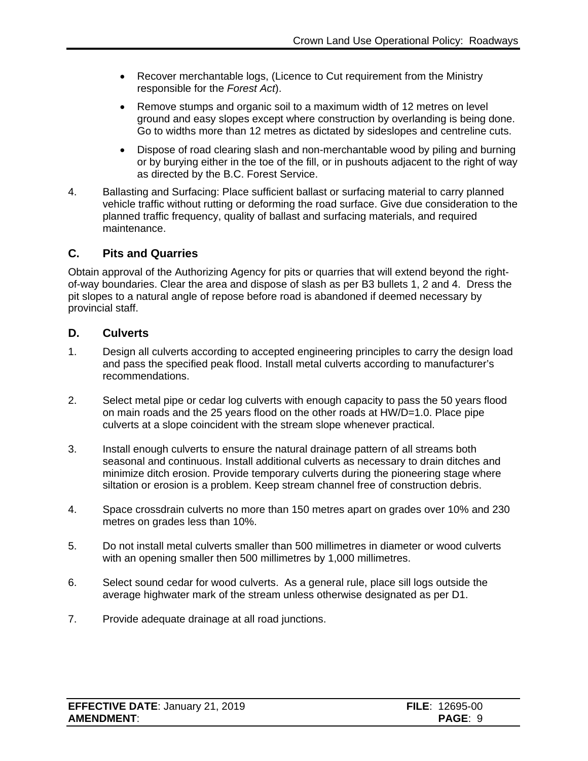- Recover merchantable logs, (Licence to Cut requirement from the Ministry responsible for the *Forest Act*).
- Remove stumps and organic soil to a maximum width of 12 metres on level ground and easy slopes except where construction by overlanding is being done. Go to widths more than 12 metres as dictated by sideslopes and centreline cuts.
- Dispose of road clearing slash and non-merchantable wood by piling and burning or by burying either in the toe of the fill, or in pushouts adjacent to the right of way as directed by the B.C. Forest Service.

4. Ballasting and Surfacing: Place sufficient ballast or surfacing material to carry planned vehicle traffic without rutting or deforming the road surface. Give due consideration to the planned traffic frequency, quality of ballast and surfacing materials, and required maintenance.

## C. Pits and Quarries

Obtain approval of the Authorizing Agency for pits or quarries that will extend beyond the right-of-way boundaries. Clear the area and dispose of slash as per B3 bullets 1, 2 and 4. Dress the pit slopes to a natural angle of repose before road is abandoned if deemed necessary by provincial staff.

## D. Culverts

1. Design all culverts according to accepted engineering principles to carry the design load and pass the specified peak flood. Install metal culverts according to manufacturer's recommendations.

2. Select metal pipe or cedar log culverts with enough capacity to pass the 50 years flood on main roads and the 25 years flood on the other roads at HW/D=1.0. Place pipe culverts at a slope coincident with the stream slope whenever practical.

3. Install enough culverts to ensure the natural drainage pattern of all streams both seasonal and continuous. Install additional culverts as necessary to drain ditches and minimize ditch erosion. Provide temporary culverts during the pioneering stage where siltation or erosion is a problem. Keep stream channel free of construction debris.

4. Space crossdrain culverts no more than 150 metres apart on grades over 10% and 230 metres on grades less than 10%.

5. Do not install metal culverts smaller than 500 millimetres in diameter or wood culverts with an opening smaller then 500 millimetres by 1,000 millimetres.

6. Select sound cedar for wood culverts. As a general rule, place sill logs outside the average highwater mark of the stream unless otherwise designated as per D1.

7. Provide adequate drainage at all road junctions.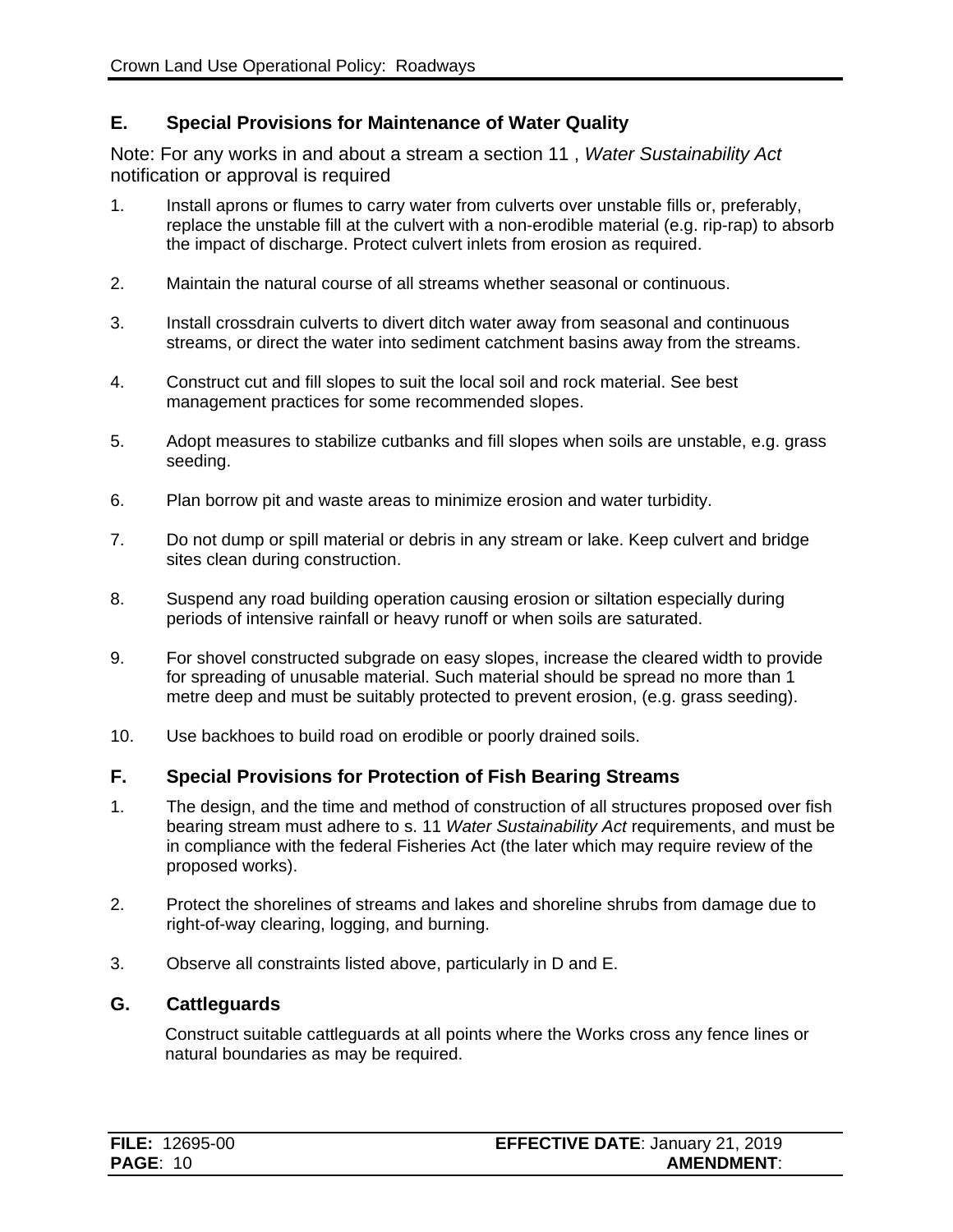## E. Special Provisions for Maintenance of Water Quality

Note: For any works in and about a stream a section 11 , *Water Sustainability Act* notification or approval is required

1. Install aprons or flumes to carry water from culverts over unstable fills or, preferably, replace the unstable fill at the culvert with a non-erodible material (e.g. rip-rap) to absorb the impact of discharge. Protect culvert inlets from erosion as required.

2. Maintain the natural course of all streams whether seasonal or continuous.

3. Install crossdrain culverts to divert ditch water away from seasonal and continuous streams, or direct the water into sediment catchment basins away from the streams.

4. Construct cut and fill slopes to suit the local soil and rock material. See best management practices for some recommended slopes.

5. Adopt measures to stabilize cutbanks and fill slopes when soils are unstable, e.g. grass seeding.

6. Plan borrow pit and waste areas to minimize erosion and water turbidity.

7. Do not dump or spill material or debris in any stream or lake. Keep culvert and bridge sites clean during construction.

8. Suspend any road building operation causing erosion or siltation especially during periods of intensive rainfall or heavy runoff or when soils are saturated.

9. For shovel constructed subgrade on easy slopes, increase the cleared width to provide for spreading of unusable material. Such material should be spread no more than 1 metre deep and must be suitably protected to prevent erosion, (e.g. grass seeding).

10. Use backhoes to build road on erodible or poorly drained soils.

## F. Special Provisions for Protection of Fish Bearing Streams

1. The design, and the time and method of construction of all structures proposed over fish bearing stream must adhere to s. 11 *Water Sustainability Act* requirements, and must be in compliance with the federal Fisheries Act (the later which may require review of the proposed works).

2. Protect the shorelines of streams and lakes and shoreline shrubs from damage due to right-of-way clearing, logging, and burning.

3. Observe all constraints listed above, particularly in D and E.

## G. Cattleguards

Construct suitable cattleguards at all points where the Works cross any fence lines or natural boundaries as may be required.